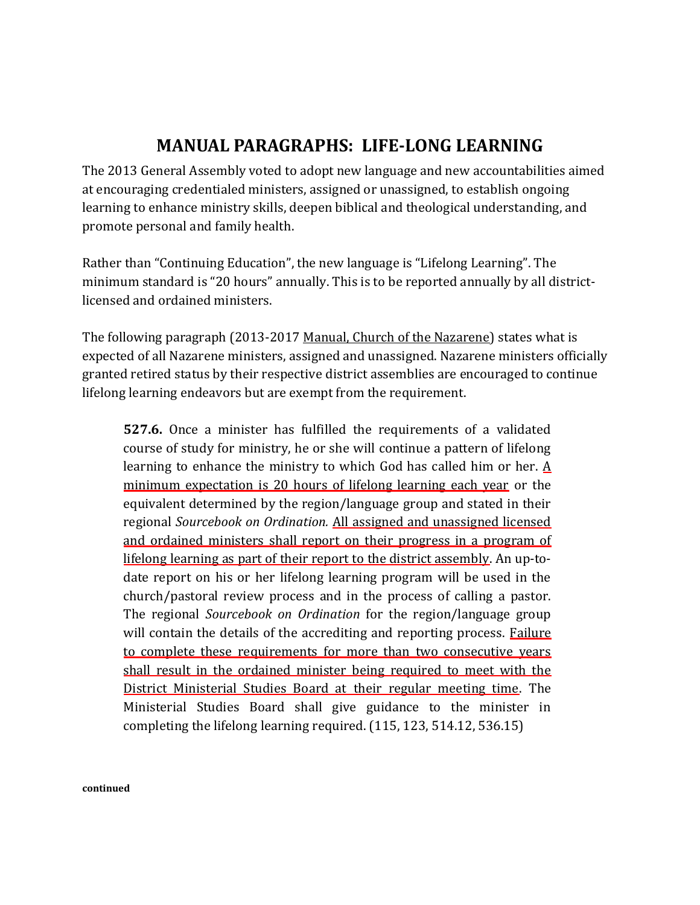# MANUAL PARAGRAPHS: LIFE-LONG LEARNING

The 2013 General Assembly voted to adopt new language and new accountabilities aimed at encouraging credentialed ministers, assigned or unassigned, to establish ongoing learning to enhance ministry skills, deepen biblical and theological understanding, and promote personal and family health.

Rather than "Continuing Education", the new language is "Lifelong Learning". The minimum standard is "20 hours" annually. This is to be reported annually by all district-licensed and ordained ministers.

The following paragraph (2013-2017 <u>Manual, Church of the Nazarene</u>) states what is expected of all Nazarene ministers, assigned and unassigned. Nazarene ministers officially granted retired status by their respective district assemblies are encouraged to continue lifelong learning endeavors but are exempt from the requirement.

> **527.6.** Once a minister has fulfilled the requirements of a validated course of study for ministry, he or she will continue a pattern of lifelong learning to enhance the ministry to which God has called him or her. <u>A minimum expectation is 20 hours of lifelong learning each year</u> or the equivalent determined by the region/language group and stated in their regional *Sourcebook on Ordination.* <u>All assigned and unassigned licensed and ordained ministers shall report on their progress in a program of lifelong learning as part of their report to the district assembly</u>. An up-to-date report on his or her lifelong learning program will be used in the church/pastoral review process and in the process of calling a pastor. The regional *Sourcebook on Ordination* for the region/language group will contain the details of the accrediting and reporting process. <u>Failure to complete these requirements for more than two consecutive years shall result in the ordained minister being required to meet with the District Ministerial Studies Board at their regular meeting time</u>. The Ministerial Studies Board shall give guidance to the minister in completing the lifelong learning required. (115, 123, 514.12, 536.15)

**continued**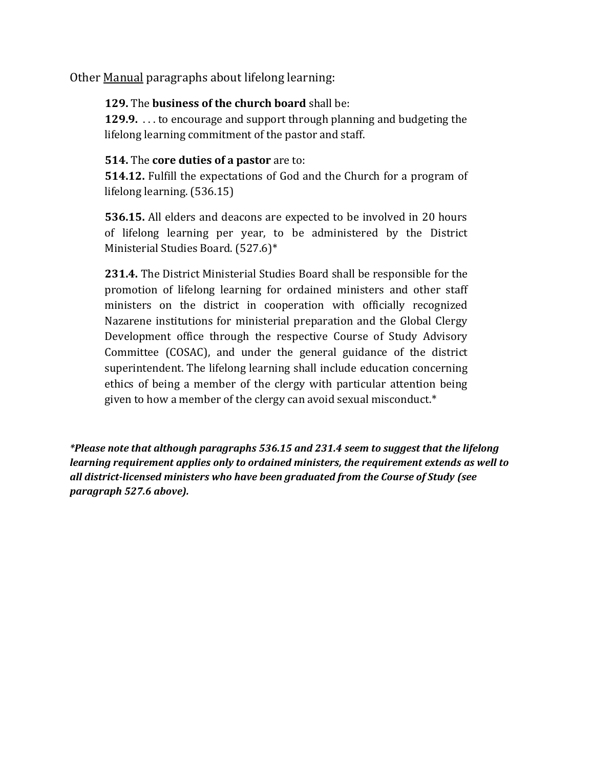Other Manual paragraphs about lifelong learning:

> **129.** The **business of the church board** shall be:
> **129.9.** . . . to encourage and support through planning and budgeting the lifelong learning commitment of the pastor and staff.
>
> **514.** The **core duties of a pastor** are to:
> **514.12.** Fulfill the expectations of God and the Church for a program of lifelong learning. (536.15)
>
> **536.15.** All elders and deacons are expected to be involved in 20 hours of lifelong learning per year, to be administered by the District Ministerial Studies Board. (527.6)*
>
> **231.4.** The District Ministerial Studies Board shall be responsible for the promotion of lifelong learning for ordained ministers and other staff ministers on the district in cooperation with officially recognized Nazarene institutions for ministerial preparation and the Global Clergy Development office through the respective Course of Study Advisory Committee (COSAC), and under the general guidance of the district superintendent. The lifelong learning shall include education concerning ethics of being a member of the clergy with particular attention being given to how a member of the clergy can avoid sexual misconduct.*

***Please note that although paragraphs 536.15 and 231.4 seem to suggest that the lifelong learning requirement applies only to ordained ministers, the requirement extends as well to all district-licensed ministers who have been graduated from the Course of Study (see paragraph 527.6 above).***